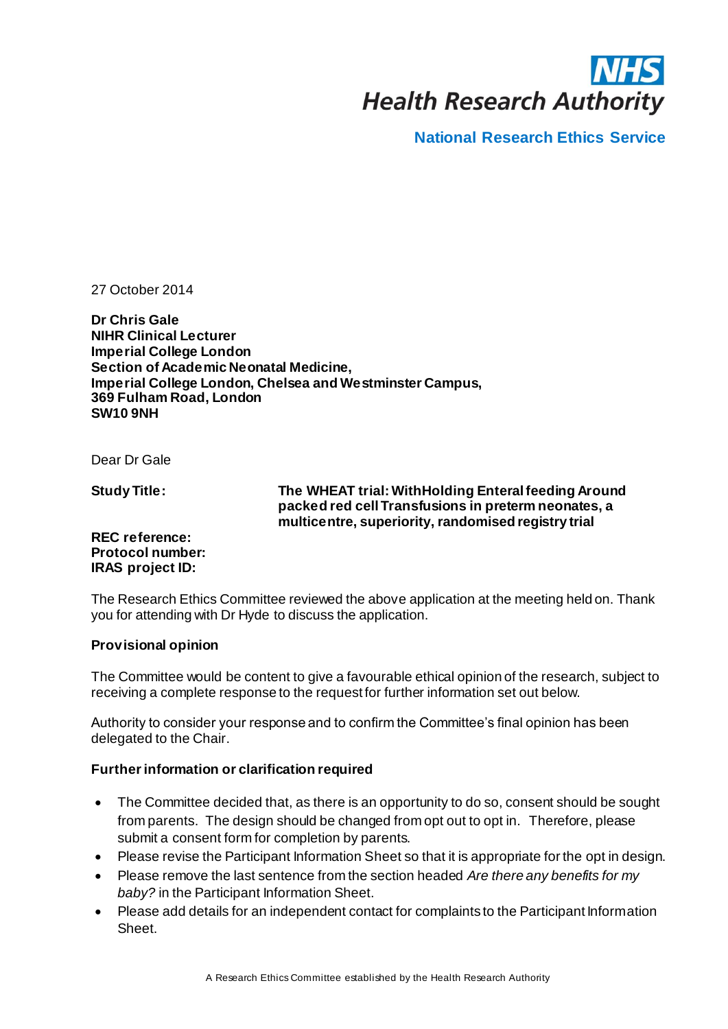NHS

Health Research Authority

National Research Ethics Service

27 October 2014

**Dr Chris Gale**
**NIHR Clinical Lecturer**
**Imperial College London**
**Section of Academic Neonatal Medicine,**
**Imperial College London, Chelsea and Westminster Campus,**
**369 Fulham Road, London**
**SW10 9NH**

Dear Dr Gale

| | |
|---|---|
| **Study Title:** | **The WHEAT trial: WithHolding Enteral feeding Around packed red cell Transfusions in preterm neonates, a multicentre, superiority, randomised registry trial** |
| **REC reference:** | |
| **Protocol number:** | |
| **IRAS project ID:** | |

The Research Ethics Committee reviewed the above application at the meeting held on. Thank you for attending with Dr Hyde to discuss the application.

**Provisional opinion**

The Committee would be content to give a favourable ethical opinion of the research, subject to receiving a complete response to the request for further information set out below.

Authority to consider your response and to confirm the Committee's final opinion has been delegated to the Chair.

**Further information or clarification required**

- The Committee decided that, as there is an opportunity to do so, consent should be sought from parents. The design should be changed from opt out to opt in. Therefore, please submit a consent form for completion by parents.
- Please revise the Participant Information Sheet so that it is appropriate for the opt in design.
- Please remove the last sentence from the section headed *Are there any benefits for my baby?* in the Participant Information Sheet.
- Please add details for an independent contact for complaints to the Participant Information Sheet.

A Research Ethics Committee established by the Health Research Authority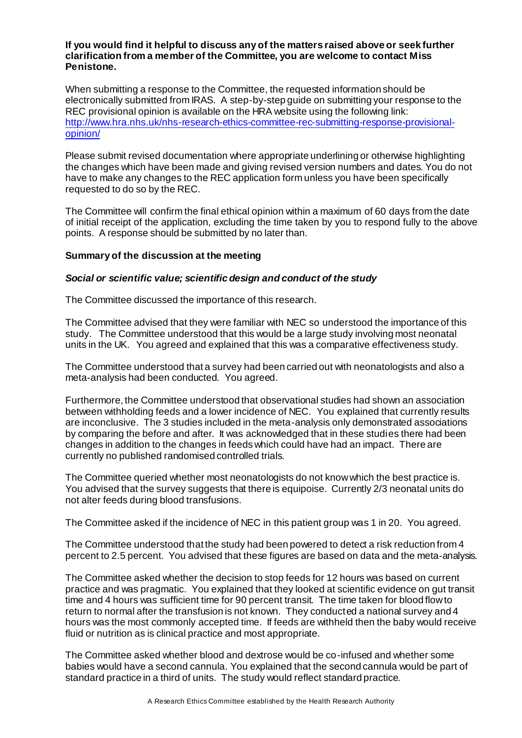**If you would find it helpful to discuss any of the matters raised above or seek further clarification from a member of the Committee, you are welcome to contact Miss Penistone.**

When submitting a response to the Committee, the requested information should be electronically submitted from IRAS. A step-by-step guide on submitting your response to the REC provisional opinion is available on the HRA website using the following link: [http://www.hra.nhs.uk/nhs-research-ethics-committee-rec-submitting-response-provisional-opinion/](http://www.hra.nhs.uk/nhs-research-ethics-committee-rec-submitting-response-provisional-opinion/)

Please submit revised documentation where appropriate underlining or otherwise highlighting the changes which have been made and giving revised version numbers and dates. You do not have to make any changes to the REC application form unless you have been specifically requested to do so by the REC.

The Committee will confirm the final ethical opinion within a maximum of 60 days from the date of initial receipt of the application, excluding the time taken by you to respond fully to the above points. A response should be submitted by no later than.

**Summary of the discussion at the meeting**

***Social or scientific value; scientific design and conduct of the study***

The Committee discussed the importance of this research.

The Committee advised that they were familiar with NEC so understood the importance of this study. The Committee understood that this would be a large study involving most neonatal units in the UK. You agreed and explained that this was a comparative effectiveness study.

The Committee understood that a survey had been carried out with neonatologists and also a meta-analysis had been conducted. You agreed.

Furthermore, the Committee understood that observational studies had shown an association between withholding feeds and a lower incidence of NEC. You explained that currently results are inconclusive. The 3 studies included in the meta-analysis only demonstrated associations by comparing the before and after. It was acknowledged that in these studies there had been changes in addition to the changes in feeds which could have had an impact. There are currently no published randomised controlled trials.

The Committee queried whether most neonatologists do not know which the best practice is. You advised that the survey suggests that there is equipoise. Currently 2/3 neonatal units do not alter feeds during blood transfusions.

The Committee asked if the incidence of NEC in this patient group was 1 in 20. You agreed.

The Committee understood that the study had been powered to detect a risk reduction from 4 percent to 2.5 percent. You advised that these figures are based on data and the meta-analysis.

The Committee asked whether the decision to stop feeds for 12 hours was based on current practice and was pragmatic. You explained that they looked at scientific evidence on gut transit time and 4 hours was sufficient time for 90 percent transit. The time taken for blood flow to return to normal after the transfusion is not known. They conducted a national survey and 4 hours was the most commonly accepted time. If feeds are withheld then the baby would receive fluid or nutrition as is clinical practice and most appropriate.

The Committee asked whether blood and dextrose would be co-infused and whether some babies would have a second cannula. You explained that the second cannula would be part of standard practice in a third of units. The study would reflect standard practice.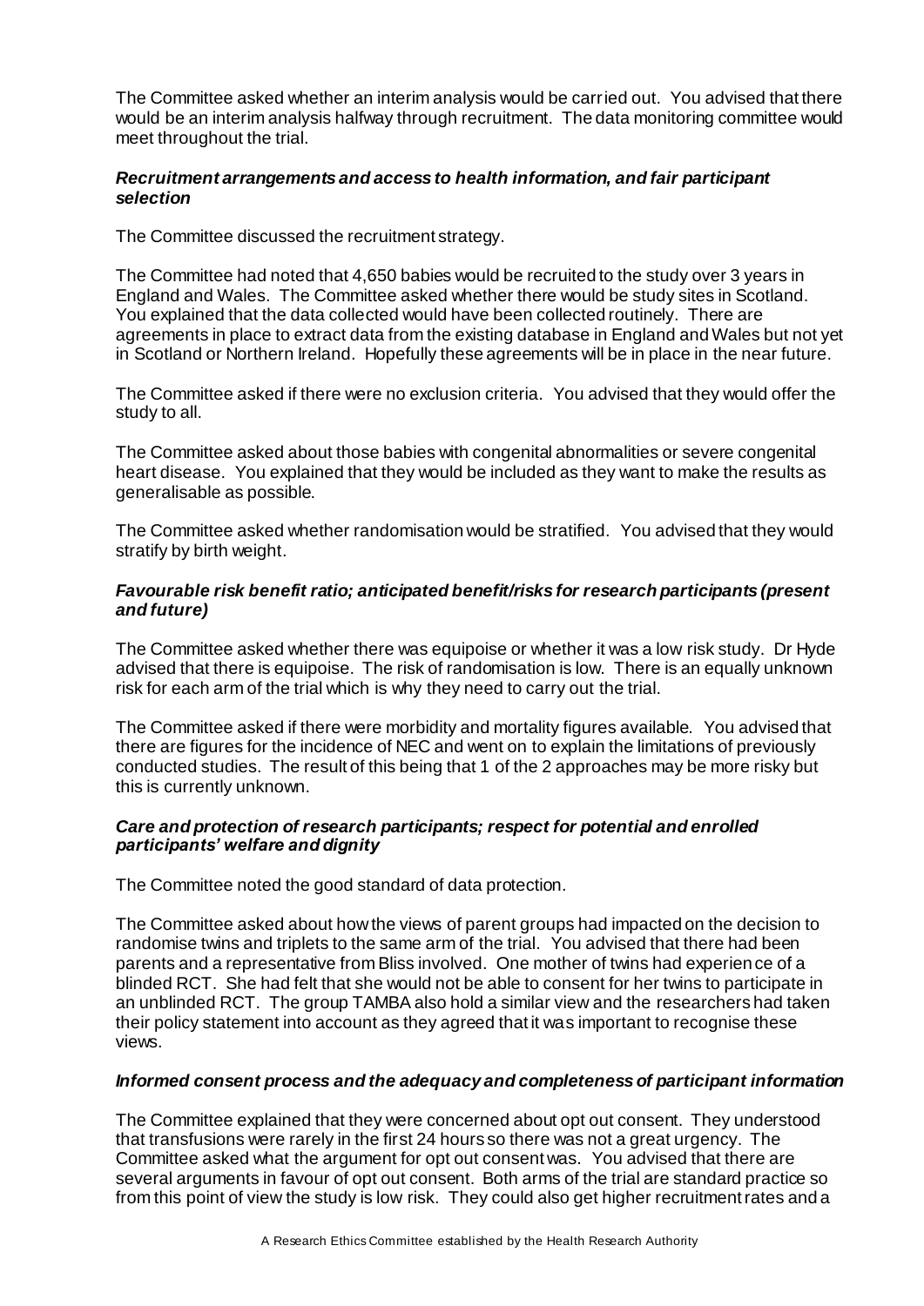The Committee asked whether an interim analysis would be carried out. You advised that there would be an interim analysis halfway through recruitment. The data monitoring committee would meet throughout the trial.

***Recruitment arrangements and access to health information, and fair participant selection***

The Committee discussed the recruitment strategy.

The Committee had noted that 4,650 babies would be recruited to the study over 3 years in England and Wales. The Committee asked whether there would be study sites in Scotland. You explained that the data collected would have been collected routinely. There are agreements in place to extract data from the existing database in England and Wales but not yet in Scotland or Northern Ireland. Hopefully these agreements will be in place in the near future.

The Committee asked if there were no exclusion criteria. You advised that they would offer the study to all.

The Committee asked about those babies with congenital abnormalities or severe congenital heart disease. You explained that they would be included as they want to make the results as generalisable as possible.

The Committee asked whether randomisation would be stratified. You advised that they would stratify by birth weight.

***Favourable risk benefit ratio; anticipated benefit/risks for research participants (present and future)***

The Committee asked whether there was equipoise or whether it was a low risk study. Dr Hyde advised that there is equipoise. The risk of randomisation is low. There is an equally unknown risk for each arm of the trial which is why they need to carry out the trial.

The Committee asked if there were morbidity and mortality figures available. You advised that there are figures for the incidence of NEC and went on to explain the limitations of previously conducted studies. The result of this being that 1 of the 2 approaches may be more risky but this is currently unknown.

***Care and protection of research participants; respect for potential and enrolled participants' welfare and dignity***

The Committee noted the good standard of data protection.

The Committee asked about how the views of parent groups had impacted on the decision to randomise twins and triplets to the same arm of the trial. You advised that there had been parents and a representative from Bliss involved. One mother of twins had experience of a blinded RCT. She had felt that she would not be able to consent for her twins to participate in an unblinded RCT. The group TAMBA also hold a similar view and the researchers had taken their policy statement into account as they agreed that it was important to recognise these views.

***Informed consent process and the adequacy and completeness of participant information***

The Committee explained that they were concerned about opt out consent. They understood that transfusions were rarely in the first 24 hours so there was not a great urgency. The Committee asked what the argument for opt out consent was. You advised that there are several arguments in favour of opt out consent. Both arms of the trial are standard practice so from this point of view the study is low risk. They could also get higher recruitment rates and a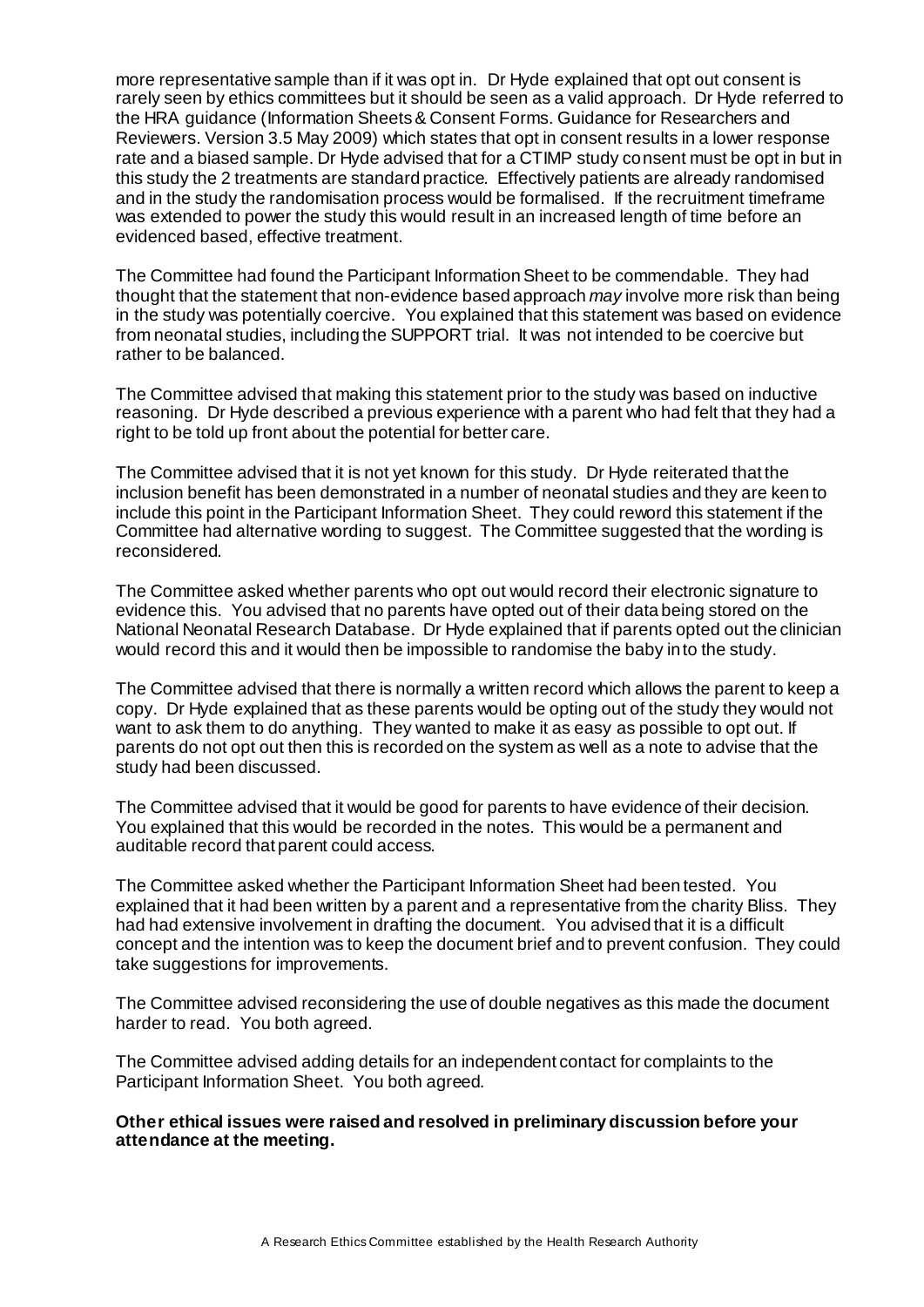more representative sample than if it was opt in. Dr Hyde explained that opt out consent is rarely seen by ethics committees but it should be seen as a valid approach. Dr Hyde referred to the HRA guidance (Information Sheets & Consent Forms. Guidance for Researchers and Reviewers. Version 3.5 May 2009) which states that opt in consent results in a lower response rate and a biased sample. Dr Hyde advised that for a CTIMP study consent must be opt in but in this study the 2 treatments are standard practice. Effectively patients are already randomised and in the study the randomisation process would be formalised. If the recruitment timeframe was extended to power the study this would result in an increased length of time before an evidenced based, effective treatment.

The Committee had found the Participant Information Sheet to be commendable. They had thought that the statement that non-evidence based approach *may* involve more risk than being in the study was potentially coercive. You explained that this statement was based on evidence from neonatal studies, including the SUPPORT trial. It was not intended to be coercive but rather to be balanced.

The Committee advised that making this statement prior to the study was based on inductive reasoning. Dr Hyde described a previous experience with a parent who had felt that they had a right to be told up front about the potential for better care.

The Committee advised that it is not yet known for this study. Dr Hyde reiterated that the inclusion benefit has been demonstrated in a number of neonatal studies and they are keen to include this point in the Participant Information Sheet. They could reword this statement if the Committee had alternative wording to suggest. The Committee suggested that the wording is reconsidered.

The Committee asked whether parents who opt out would record their electronic signature to evidence this. You advised that no parents have opted out of their data being stored on the National Neonatal Research Database. Dr Hyde explained that if parents opted out the clinician would record this and it would then be impossible to randomise the baby into the study.

The Committee advised that there is normally a written record which allows the parent to keep a copy. Dr Hyde explained that as these parents would be opting out of the study they would not want to ask them to do anything. They wanted to make it as easy as possible to opt out. If parents do not opt out then this is recorded on the system as well as a note to advise that the study had been discussed.

The Committee advised that it would be good for parents to have evidence of their decision. You explained that this would be recorded in the notes. This would be a permanent and auditable record that parent could access.

The Committee asked whether the Participant Information Sheet had been tested. You explained that it had been written by a parent and a representative from the charity Bliss. They had had extensive involvement in drafting the document. You advised that it is a difficult concept and the intention was to keep the document brief and to prevent confusion. They could take suggestions for improvements.

The Committee advised reconsidering the use of double negatives as this made the document harder to read. You both agreed.

The Committee advised adding details for an independent contact for complaints to the Participant Information Sheet. You both agreed.

**Other ethical issues were raised and resolved in preliminary discussion before your attendance at the meeting.**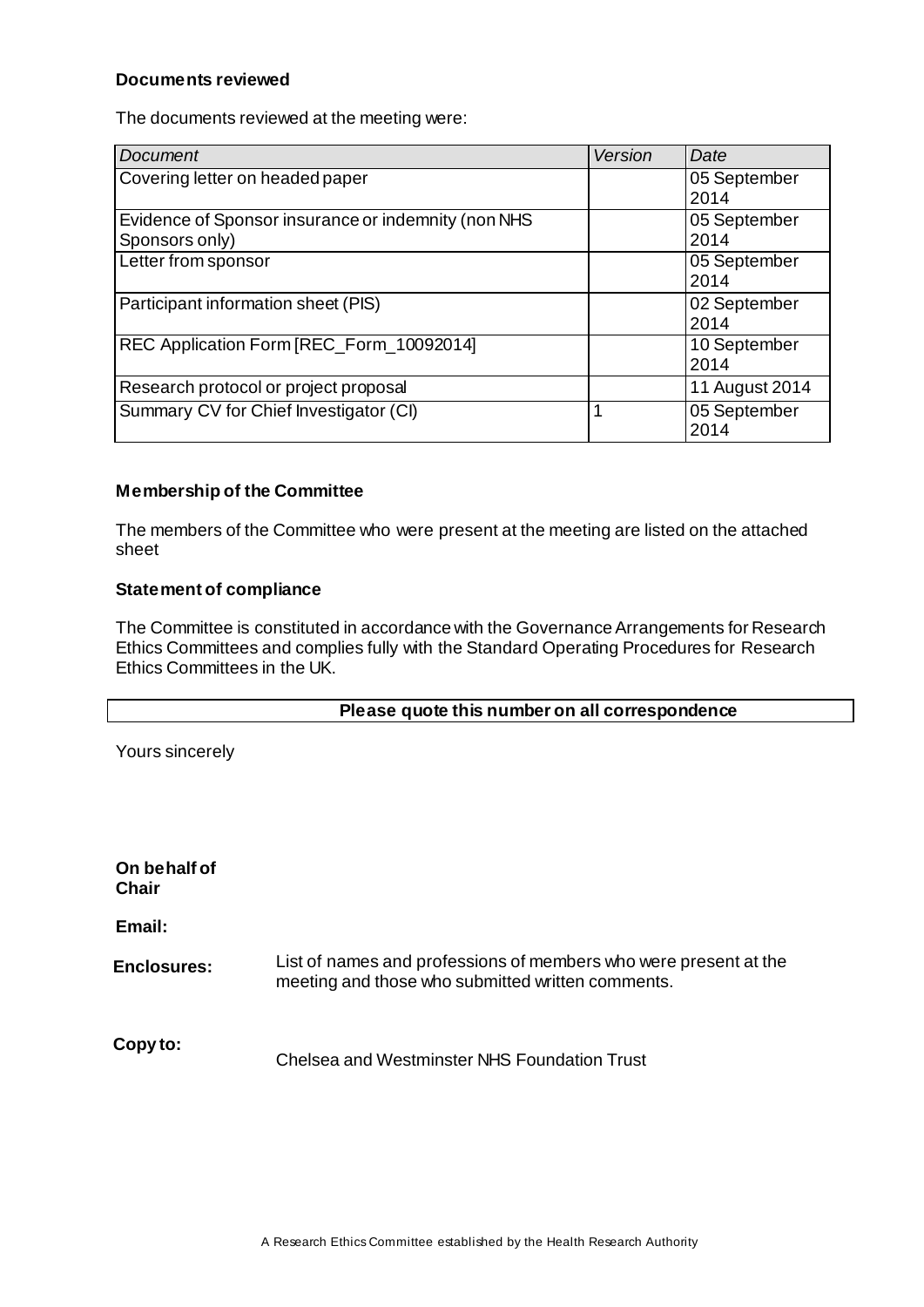**Documents reviewed**

The documents reviewed at the meeting were:

| *Document* | *Version* | *Date* |
|---|---|---|
| Covering letter on headed paper | | 05 September 2014 |
| Evidence of Sponsor insurance or indemnity (non NHS Sponsors only) | | 05 September 2014 |
| Letter from sponsor | | 05 September 2014 |
| Participant information sheet (PIS) | | 02 September 2014 |
| REC Application Form [REC_Form_10092014] | | 10 September 2014 |
| Research protocol or project proposal | | 11 August 2014 |
| Summary CV for Chief Investigator (CI) | 1 | 05 September 2014 |

**Membership of the Committee**

The members of the Committee who were present at the meeting are listed on the attached sheet

**Statement of compliance**

The Committee is constituted in accordance with the Governance Arrangements for Research Ethics Committees and complies fully with the Standard Operating Procedures for Research Ethics Committees in the UK.

**Please quote this number on all correspondence**

Yours sincerely

**On behalf of Chair**

**Email:**

**Enclosures:** List of names and professions of members who were present at the meeting and those who submitted written comments.

**Copy to:** Chelsea and Westminster NHS Foundation Trust

A Research Ethics Committee established by the Health Research Authority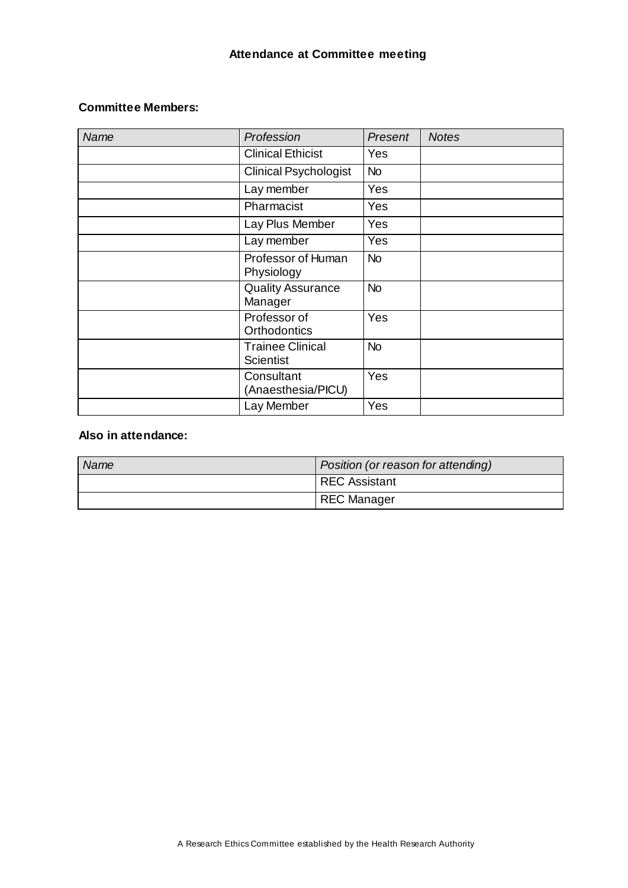### Attendance at Committee meeting

**Committee Members:**

| *Name* | *Profession* | *Present* | *Notes* |
|---|---|---|---|
| | Clinical Ethicist | Yes | |
| | Clinical Psychologist | No | |
| | Lay member | Yes | |
| | Pharmacist | Yes | |
| | Lay Plus Member | Yes | |
| | Lay member | Yes | |
| | Professor of Human Physiology | No | |
| | Quality Assurance Manager | No | |
| | Professor of Orthodontics | Yes | |
| | Trainee Clinical Scientist | No | |
| | Consultant (Anaesthesia/PICU) | Yes | |
| | Lay Member | Yes | |

**Also in attendance:**

| *Name* | *Position (or reason for attending)* |
|---|---|
| | REC Assistant |
| | REC Manager |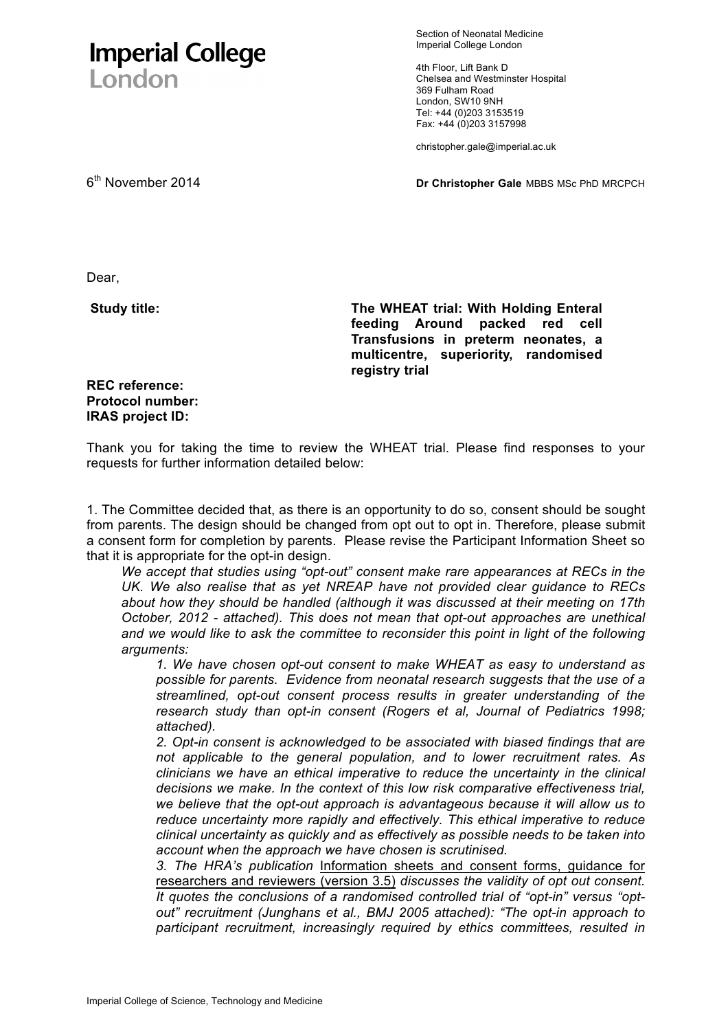**Imperial College London**

Section of Neonatal Medicine
Imperial College London

4th Floor, Lift Bank D
Chelsea and Westminster Hospital
369 Fulham Road
London, SW10 9NH
Tel: +44 (0)203 3153519
Fax: +44 (0)203 3157998

christopher.gale@imperial.ac.uk

6th November 2014

**Dr Christopher Gale** MBBS MSc PhD MRCPCH

Dear,

**Study title:** **The WHEAT trial: With Holding Enteral feeding Around packed red cell Transfusions in preterm neonates, a multicentre, superiority, randomised registry trial**

**REC reference:**
**Protocol number:**
**IRAS project ID:**

Thank you for taking the time to review the WHEAT trial. Please find responses to your requests for further information detailed below:

1. The Committee decided that, as there is an opportunity to do so, consent should be sought from parents. The design should be changed from opt out to opt in. Therefore, please submit a consent form for completion by parents. Please revise the Participant Information Sheet so that it is appropriate for the opt-in design.

*We accept that studies using "opt-out" consent make rare appearances at RECs in the UK. We also realise that as yet NREAP have not provided clear guidance to RECs about how they should be handled (although it was discussed at their meeting on 17th October, 2012 - attached). This does not mean that opt-out approaches are unethical and we would like to ask the committee to reconsider this point in light of the following arguments:*

*1. We have chosen opt-out consent to make WHEAT as easy to understand as possible for parents. Evidence from neonatal research suggests that the use of a streamlined, opt-out consent process results in greater understanding of the research study than opt-in consent (Rogers et al, Journal of Pediatrics 1998; attached).*

*2. Opt-in consent is acknowledged to be associated with biased findings that are not applicable to the general population, and to lower recruitment rates. As clinicians we have an ethical imperative to reduce the uncertainty in the clinical decisions we make. In the context of this low risk comparative effectiveness trial, we believe that the opt-out approach is advantageous because it will allow us to reduce uncertainty more rapidly and effectively. This ethical imperative to reduce clinical uncertainty as quickly and as effectively as possible needs to be taken into account when the approach we have chosen is scrutinised.*

*3. The HRA's publication* Information sheets and consent forms, guidance for researchers and reviewers (version 3.5) *discusses the validity of opt out consent. It quotes the conclusions of a randomised controlled trial of "opt-in" versus "opt-out" recruitment (Junghans et al., BMJ 2005 attached): "The opt-in approach to participant recruitment, increasingly required by ethics committees, resulted in*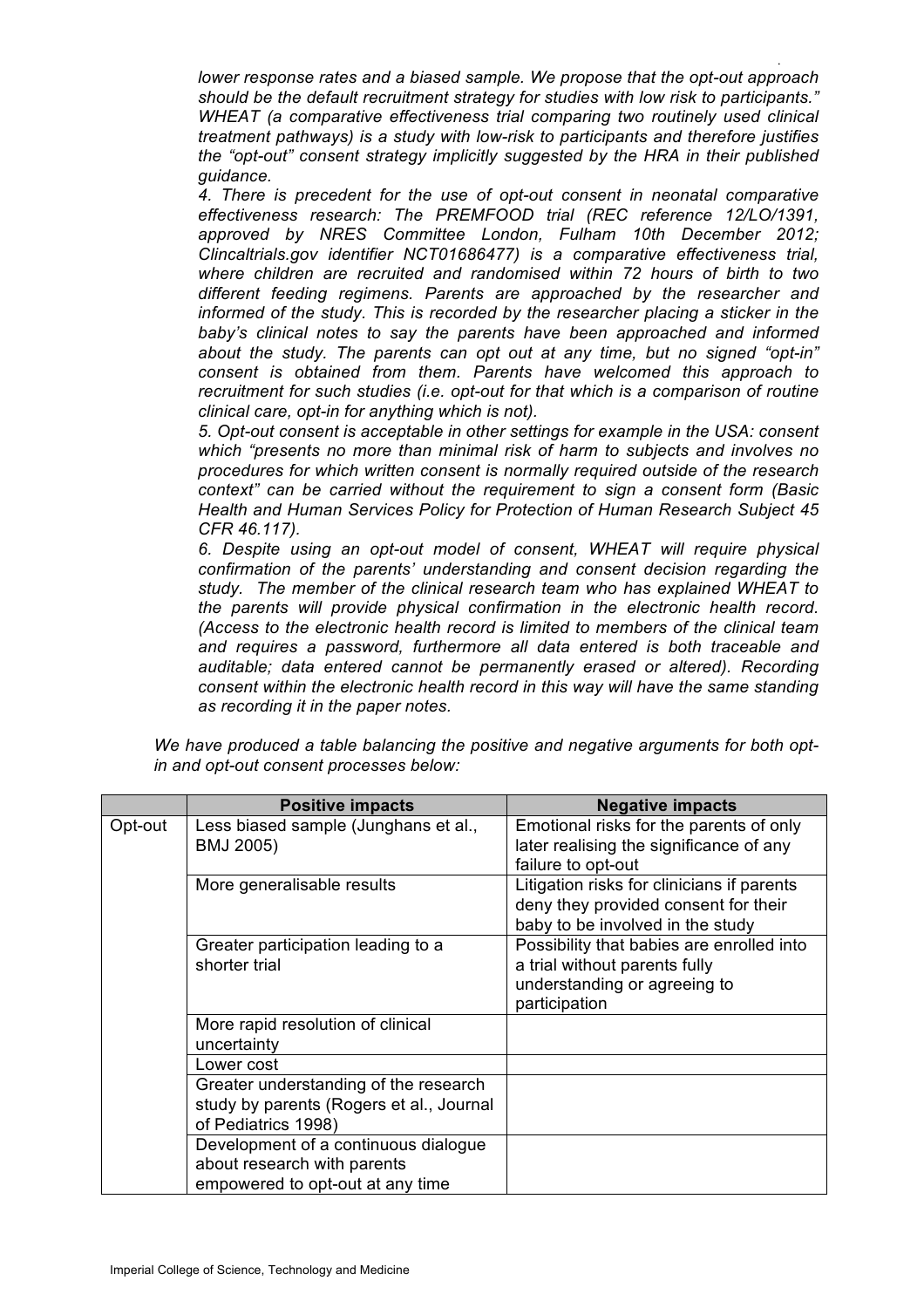*lower response rates and a biased sample. We propose that the opt-out approach should be the default recruitment strategy for studies with low risk to participants." WHEAT (a comparative effectiveness trial comparing two routinely used clinical treatment pathways) is a study with low-risk to participants and therefore justifies the "opt-out" consent strategy implicitly suggested by the HRA in their published guidance.*

*4. There is precedent for the use of opt-out consent in neonatal comparative effectiveness research: The PREMFOOD trial (REC reference 12/LO/1391, approved by NRES Committee London, Fulham 10th December 2012; Clincaltrials.gov identifier NCT01686477) is a comparative effectiveness trial, where children are recruited and randomised within 72 hours of birth to two different feeding regimens. Parents are approached by the researcher and informed of the study. This is recorded by the researcher placing a sticker in the baby's clinical notes to say the parents have been approached and informed about the study. The parents can opt out at any time, but no signed "opt-in" consent is obtained from them. Parents have welcomed this approach to recruitment for such studies (i.e. opt-out for that which is a comparison of routine clinical care, opt-in for anything which is not).*

*5. Opt-out consent is acceptable in other settings for example in the USA: consent which "presents no more than minimal risk of harm to subjects and involves no procedures for which written consent is normally required outside of the research context" can be carried without the requirement to sign a consent form (Basic Health and Human Services Policy for Protection of Human Research Subject 45 CFR 46.117).*

*6. Despite using an opt-out model of consent, WHEAT will require physical confirmation of the parents' understanding and consent decision regarding the study. The member of the clinical research team who has explained WHEAT to the parents will provide physical confirmation in the electronic health record. (Access to the electronic health record is limited to members of the clinical team and requires a password, furthermore all data entered is both traceable and auditable; data entered cannot be permanently erased or altered). Recording consent within the electronic health record in this way will have the same standing as recording it in the paper notes.*

*We have produced a table balancing the positive and negative arguments for both opt-in and opt-out consent processes below:*

| | Positive impacts | Negative impacts |
|---|---|---|
| Opt-out | Less biased sample (Junghans et al., BMJ 2005) | Emotional risks for the parents of only later realising the significance of any failure to opt-out |
| | More generalisable results | Litigation risks for clinicians if parents deny they provided consent for their baby to be involved in the study |
| | Greater participation leading to a shorter trial | Possibility that babies are enrolled into a trial without parents fully understanding or agreeing to participation |
| | More rapid resolution of clinical uncertainty | |
| | Lower cost | |
| | Greater understanding of the research study by parents (Rogers et al., Journal of Pediatrics 1998) | |
| | Development of a continuous dialogue about research with parents empowered to opt-out at any time | |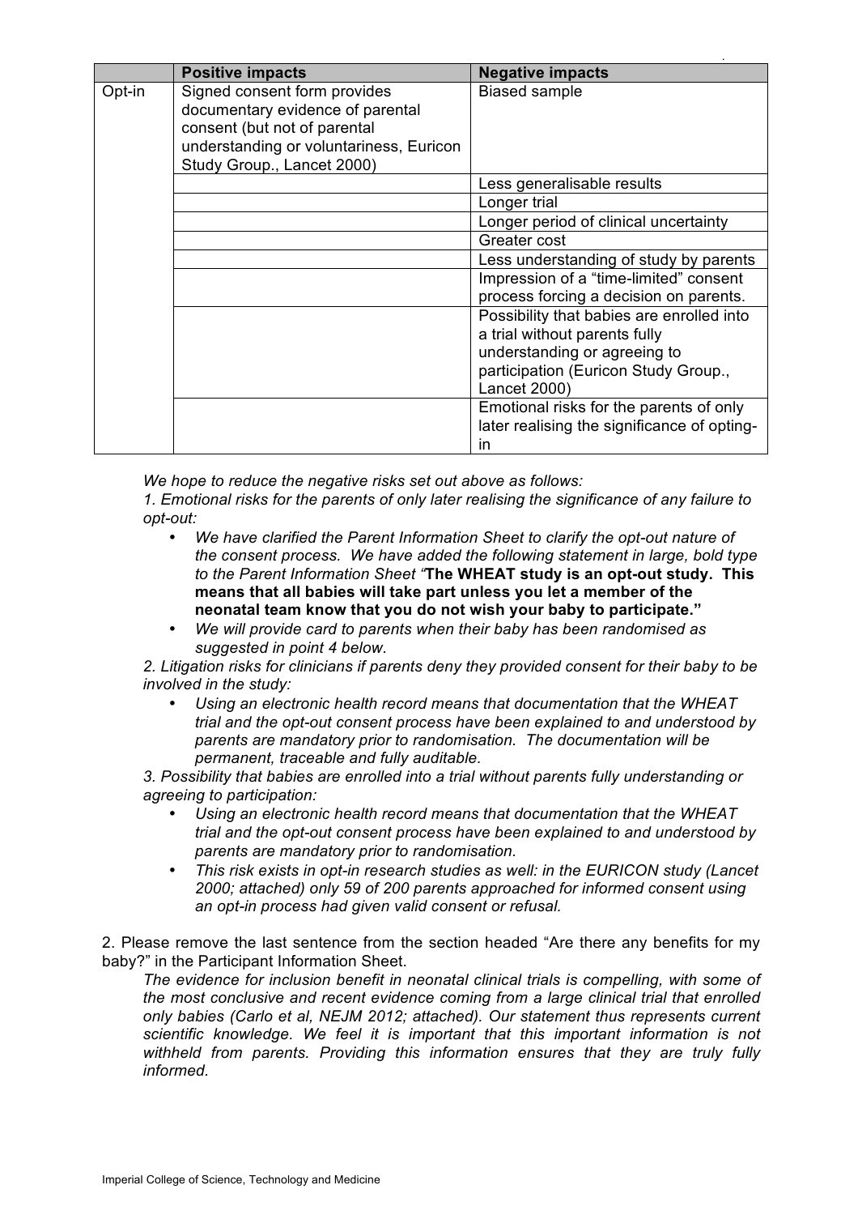| | Positive impacts | Negative impacts |
|---|---|---|
| Opt-in | Signed consent form provides documentary evidence of parental consent (but not of parental understanding or voluntariness, Euricon Study Group., Lancet 2000) | Biased sample |
| | | Less generalisable results |
| | | Longer trial |
| | | Longer period of clinical uncertainty |
| | | Greater cost |
| | | Less understanding of study by parents |
| | | Impression of a "time-limited" consent process forcing a decision on parents. |
| | | Possibility that babies are enrolled into a trial without parents fully understanding or agreeing to participation (Euricon Study Group., Lancet 2000) |
| | | Emotional risks for the parents of only later realising the significance of opting-in |

*We hope to reduce the negative risks set out above as follows:*

*1. Emotional risks for the parents of only later realising the significance of any failure to opt-out:*

- *We have clarified the Parent Information Sheet to clarify the opt-out nature of the consent process. We have added the following statement in large, bold type to the Parent Information Sheet "***The WHEAT study is an opt-out study. This means that all babies will take part unless you let a member of the neonatal team know that you do not wish your baby to participate."**
- *We will provide card to parents when their baby has been randomised as suggested in point 4 below.*

*2. Litigation risks for clinicians if parents deny they provided consent for their baby to be involved in the study:*

- *Using an electronic health record means that documentation that the WHEAT trial and the opt-out consent process have been explained to and understood by parents are mandatory prior to randomisation. The documentation will be permanent, traceable and fully auditable.*

*3. Possibility that babies are enrolled into a trial without parents fully understanding or agreeing to participation:*

- *Using an electronic health record means that documentation that the WHEAT trial and the opt-out consent process have been explained to and understood by parents are mandatory prior to randomisation.*
- *This risk exists in opt-in research studies as well: in the EURICON study (Lancet 2000; attached) only 59 of 200 parents approached for informed consent using an opt-in process had given valid consent or refusal.*

2. Please remove the last sentence from the section headed "Are there any benefits for my baby?" in the Participant Information Sheet.

*The evidence for inclusion benefit in neonatal clinical trials is compelling, with some of the most conclusive and recent evidence coming from a large clinical trial that enrolled only babies (Carlo et al, NEJM 2012; attached). Our statement thus represents current scientific knowledge. We feel it is important that this important information is not withheld from parents. Providing this information ensures that they are truly fully informed.*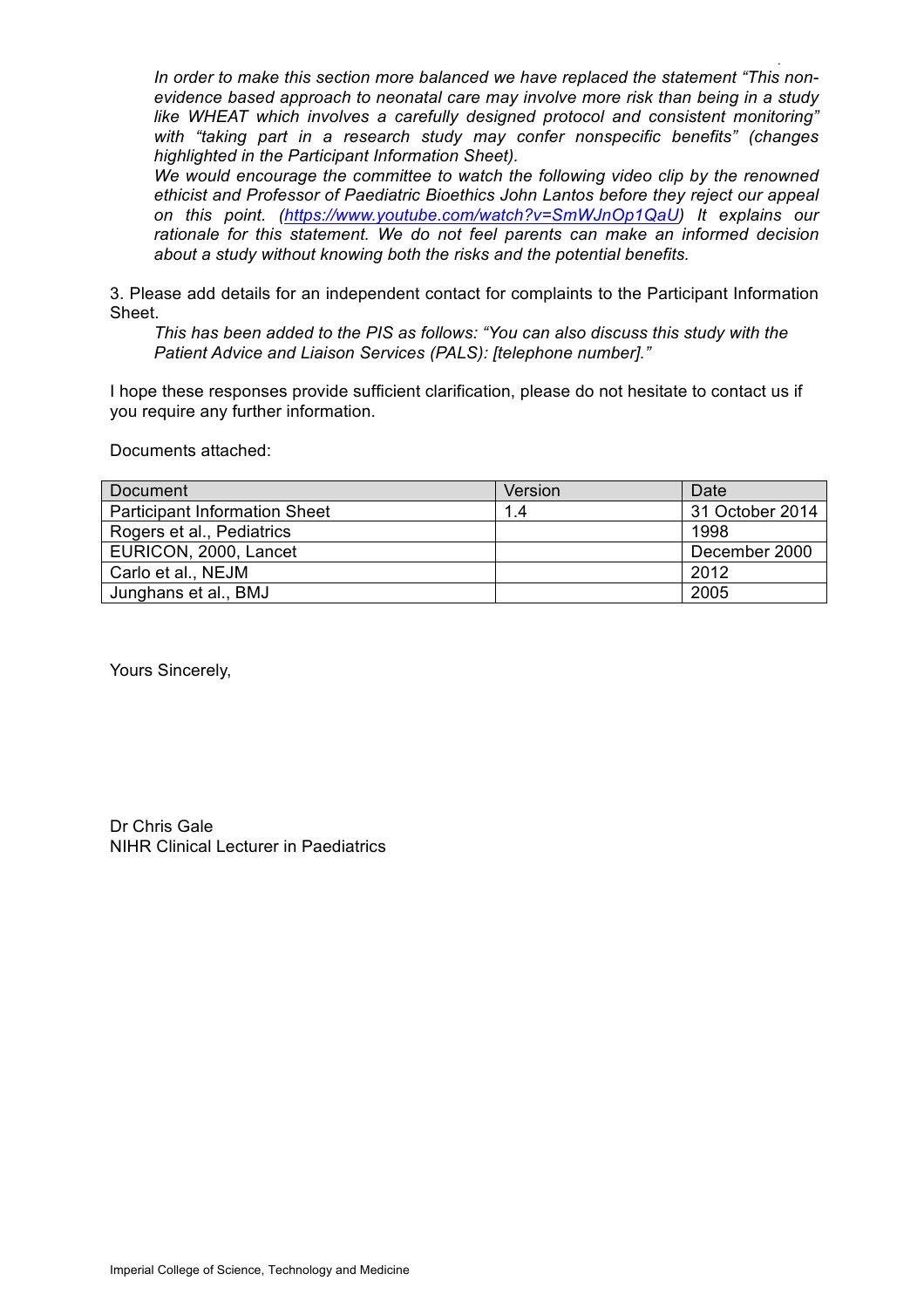*In order to make this section more balanced we have replaced the statement "This non-evidence based approach to neonatal care may involve more risk than being in a study like WHEAT which involves a carefully designed protocol and consistent monitoring" with "taking part in a research study may confer nonspecific benefits" (changes highlighted in the Participant Information Sheet).*

*We would encourage the committee to watch the following video clip by the renowned ethicist and Professor of Paediatric Bioethics John Lantos before they reject our appeal on this point. ([https://www.youtube.com/watch?v=SmWJnOp1QaU](https://www.youtube.com/watch?v=SmWJnOp1QaU)) It explains our rationale for this statement. We do not feel parents can make an informed decision about a study without knowing both the risks and the potential benefits.*

3. Please add details for an independent contact for complaints to the Participant Information Sheet.

*This has been added to the PIS as follows: "You can also discuss this study with the Patient Advice and Liaison Services (PALS): [telephone number]."*

I hope these responses provide sufficient clarification, please do not hesitate to contact us if you require any further information.

Documents attached:

| Document | Version | Date |
|---|---|---|
| Participant Information Sheet | 1.4 | 31 October 2014 |
| Rogers et al., Pediatrics | | 1998 |
| EURICON, 2000, Lancet | | December 2000 |
| Carlo et al., NEJM | | 2012 |
| Junghans et al., BMJ | | 2005 |

Yours Sincerely,

Dr Chris Gale
NIHR Clinical Lecturer in Paediatrics

Imperial College of Science, Technology and Medicine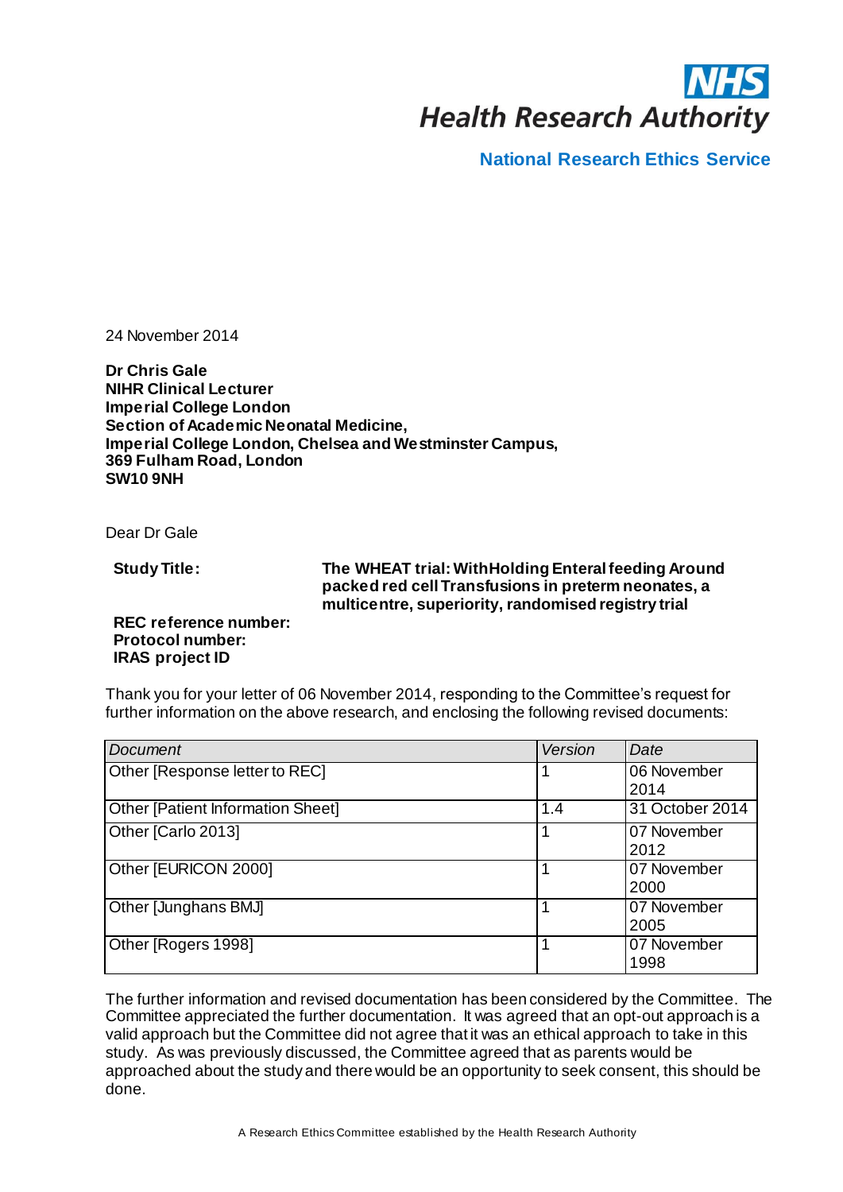**NHS**
**Health Research Authority**

**National Research Ethics Service**

24 November 2014

**Dr Chris Gale**
**NIHR Clinical Lecturer**
**Imperial College London**
**Section of Academic Neonatal Medicine,**
**Imperial College London, Chelsea and Westminster Campus,**
**369 Fulham Road, London**
**SW10 9NH**

Dear Dr Gale

| | |
|---|---|
| **Study Title:** | **The WHEAT trial: WithHolding Enteral feeding Around packed red cell Transfusions in preterm neonates, a multicentre, superiority, randomised registry trial** |
| **REC reference number:** | |
| **Protocol number:** | |
| **IRAS project ID** | |

Thank you for your letter of 06 November 2014, responding to the Committee's request for further information on the above research, and enclosing the following revised documents:

| *Document* | *Version* | *Date* |
|---|---|---|
| Other [Response letter to REC] | 1 | 06 November 2014 |
| Other [Patient Information Sheet] | 1.4 | 31 October 2014 |
| Other [Carlo 2013] | 1 | 07 November 2012 |
| Other [EURICON 2000] | 1 | 07 November 2000 |
| Other [Junghans BMJ] | 1 | 07 November 2005 |
| Other [Rogers 1998] | 1 | 07 November 1998 |

The further information and revised documentation has been considered by the Committee. The Committee appreciated the further documentation. It was agreed that an opt-out approach is a valid approach but the Committee did not agree that it was an ethical approach to take in this study. As was previously discussed, the Committee agreed that as parents would be approached about the study and there would be an opportunity to seek consent, this should be done.

A Research Ethics Committee established by the Health Research Authority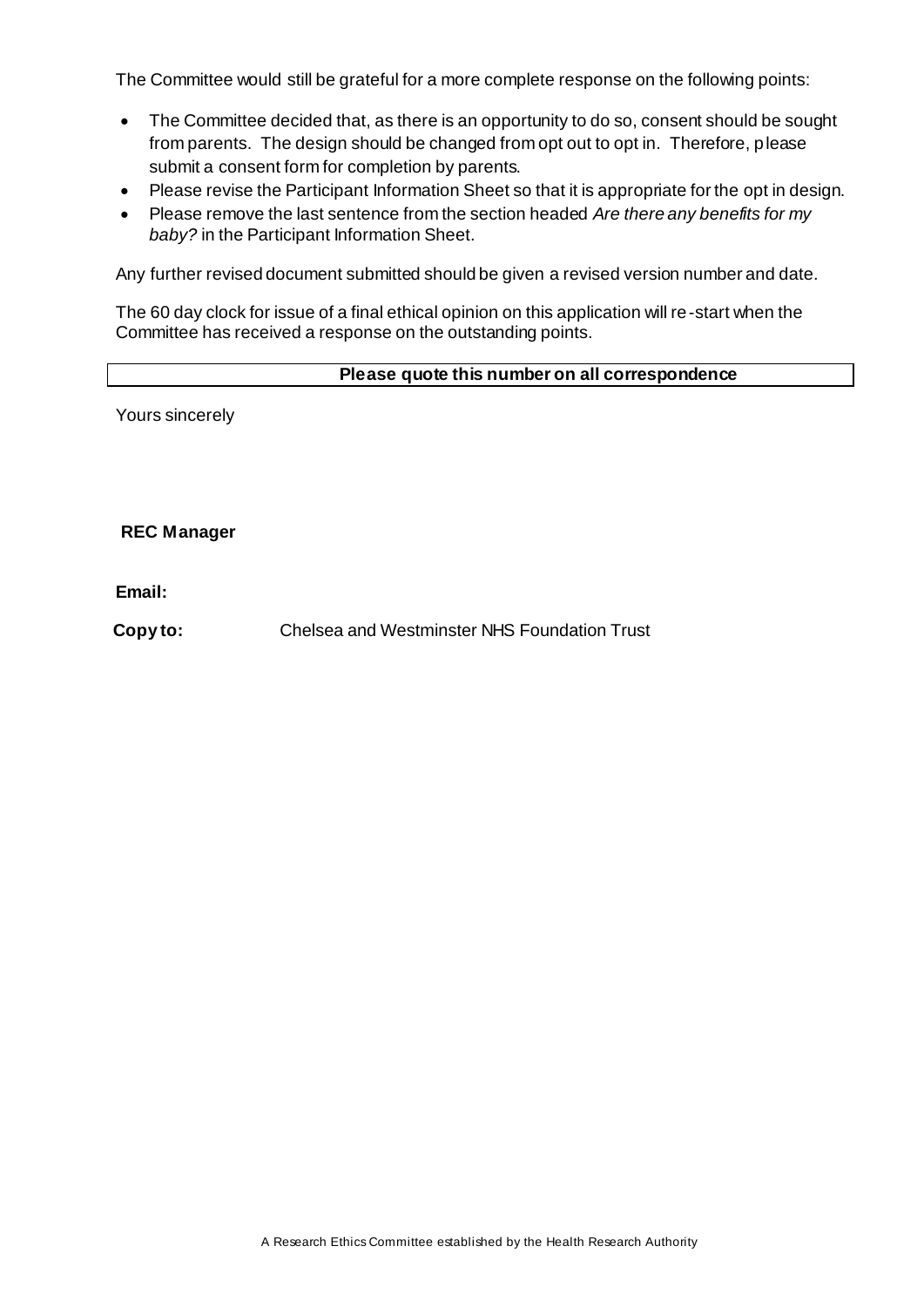The Committee would still be grateful for a more complete response on the following points:

- The Committee decided that, as there is an opportunity to do so, consent should be sought from parents. The design should be changed from opt out to opt in. Therefore, please submit a consent form for completion by parents.
- Please revise the Participant Information Sheet so that it is appropriate for the opt in design.
- Please remove the last sentence from the section headed *Are there any benefits for my baby?* in the Participant Information Sheet.

Any further revised document submitted should be given a revised version number and date.

The 60 day clock for issue of a final ethical opinion on this application will re-start when the Committee has received a response on the outstanding points.

| **Please quote this number on all correspondence** |
|---|

Yours sincerely

**REC Manager**

**Email:**

**Copy to:** Chelsea and Westminster NHS Foundation Trust

A Research Ethics Committee established by the Health Research Authority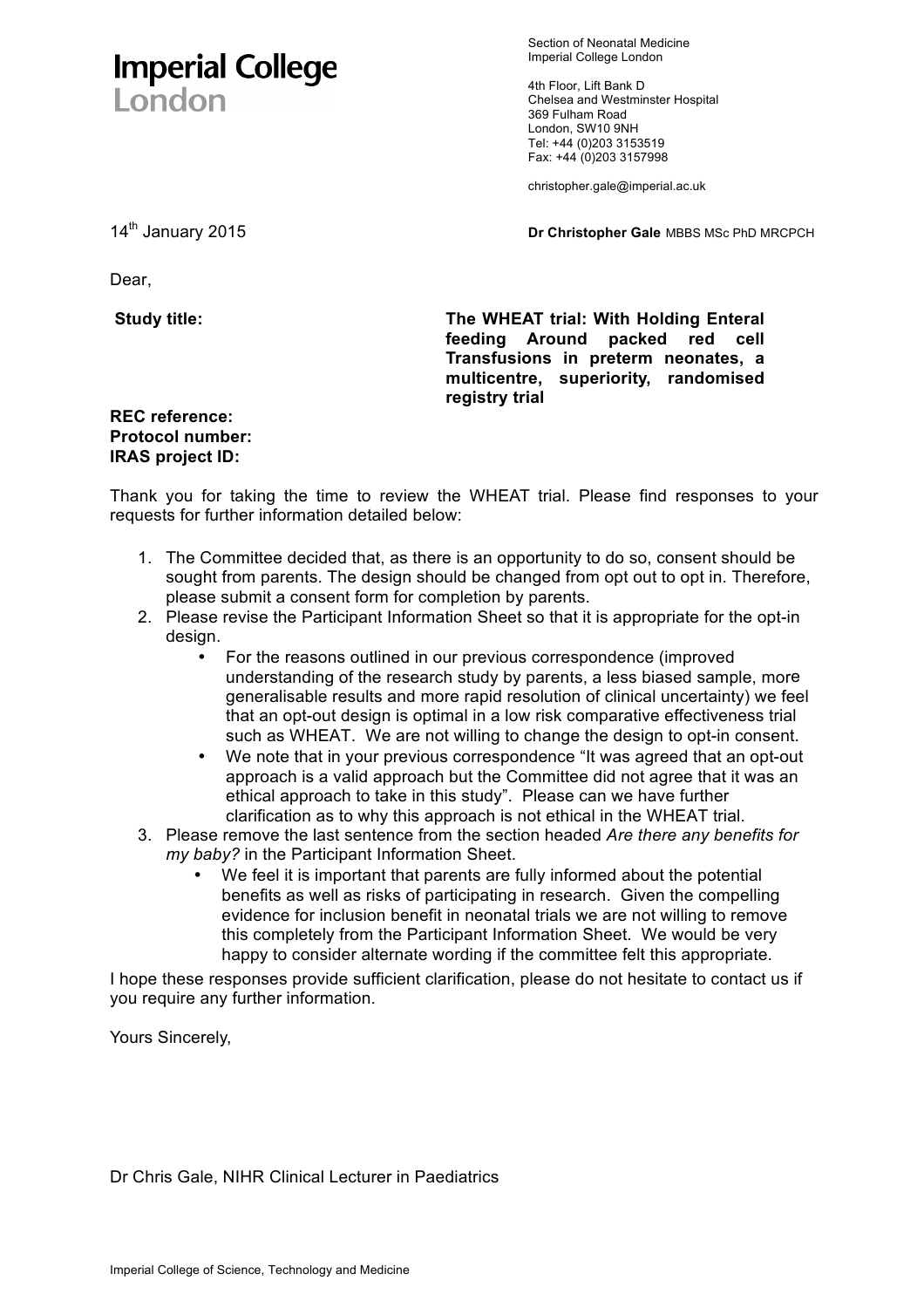**Imperial College London**

Section of Neonatal Medicine
Imperial College London

4th Floor, Lift Bank D
Chelsea and Westminster Hospital
369 Fulham Road
London, SW10 9NH
Tel: +44 (0)203 3153519
Fax: +44 (0)203 3157998

christopher.gale@imperial.ac.uk

14th January 2015

**Dr Christopher Gale** MBBS MSc PhD MRCPCH

Dear,

**Study title:** **The WHEAT trial: With Holding Enteral feeding Around packed red cell Transfusions in preterm neonates, a multicentre, superiority, randomised registry trial**

**REC reference:**
**Protocol number:**
**IRAS project ID:**

Thank you for taking the time to review the WHEAT trial. Please find responses to your requests for further information detailed below:

1. The Committee decided that, as there is an opportunity to do so, consent should be sought from parents. The design should be changed from opt out to opt in. Therefore, please submit a consent form for completion by parents.
2. Please revise the Participant Information Sheet so that it is appropriate for the opt-in design.
   - For the reasons outlined in our previous correspondence (improved understanding of the research study by parents, a less biased sample, more generalisable results and more rapid resolution of clinical uncertainty) we feel that an opt-out design is optimal in a low risk comparative effectiveness trial such as WHEAT. We are not willing to change the design to opt-in consent.
   - We note that in your previous correspondence "It was agreed that an opt-out approach is a valid approach but the Committee did not agree that it was an ethical approach to take in this study". Please can we have further clarification as to why this approach is not ethical in the WHEAT trial.
3. Please remove the last sentence from the section headed *Are there any benefits for my baby?* in the Participant Information Sheet.
   - We feel it is important that parents are fully informed about the potential benefits as well as risks of participating in research. Given the compelling evidence for inclusion benefit in neonatal trials we are not willing to remove this completely from the Participant Information Sheet. We would be very happy to consider alternate wording if the committee felt this appropriate.

I hope these responses provide sufficient clarification, please do not hesitate to contact us if you require any further information.

Yours Sincerely,

Dr Chris Gale, NIHR Clinical Lecturer in Paediatrics

Imperial College of Science, Technology and Medicine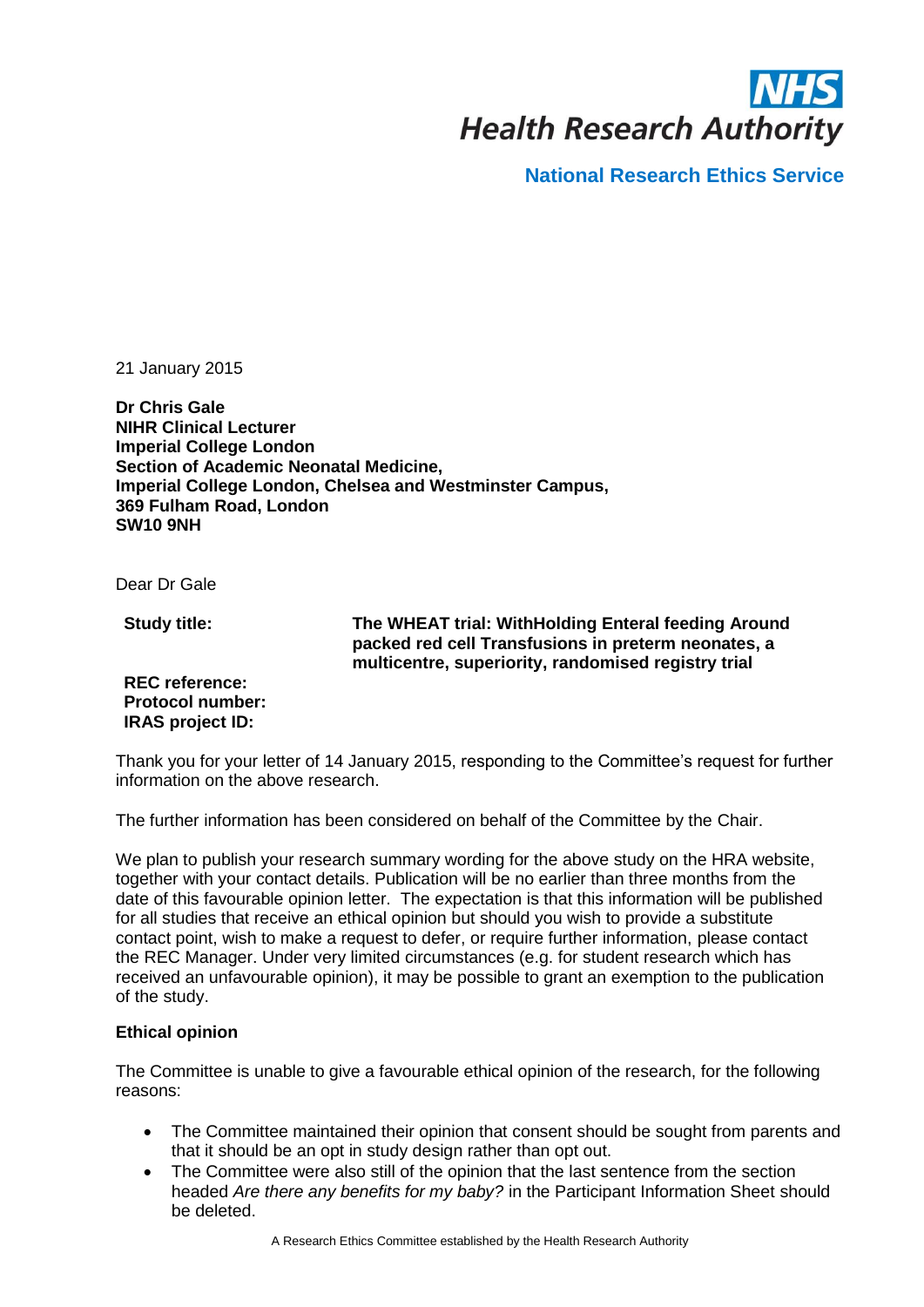NHS

Health Research Authority

National Research Ethics Service

21 January 2015

**Dr Chris Gale**
**NIHR Clinical Lecturer**
**Imperial College London**
**Section of Academic Neonatal Medicine,**
**Imperial College London, Chelsea and Westminster Campus,**
**369 Fulham Road, London**
**SW10 9NH**

Dear Dr Gale

| | |
|---|---|
| **Study title:** | **The WHEAT trial: WithHolding Enteral feeding Around packed red cell Transfusions in preterm neonates, a multicentre, superiority, randomised registry trial** |
| **REC reference:** | |
| **Protocol number:** | |
| **IRAS project ID:** | |

Thank you for your letter of 14 January 2015, responding to the Committee's request for further information on the above research.

The further information has been considered on behalf of the Committee by the Chair.

We plan to publish your research summary wording for the above study on the HRA website, together with your contact details. Publication will be no earlier than three months from the date of this favourable opinion letter. The expectation is that this information will be published for all studies that receive an ethical opinion but should you wish to provide a substitute contact point, wish to make a request to defer, or require further information, please contact the REC Manager. Under very limited circumstances (e.g. for student research which has received an unfavourable opinion), it may be possible to grant an exemption to the publication of the study.

**Ethical opinion**

The Committee is unable to give a favourable ethical opinion of the research, for the following reasons:

- The Committee maintained their opinion that consent should be sought from parents and that it should be an opt in study design rather than opt out.
- The Committee were also still of the opinion that the last sentence from the section headed *Are there any benefits for my baby?* in the Participant Information Sheet should be deleted.

A Research Ethics Committee established by the Health Research Authority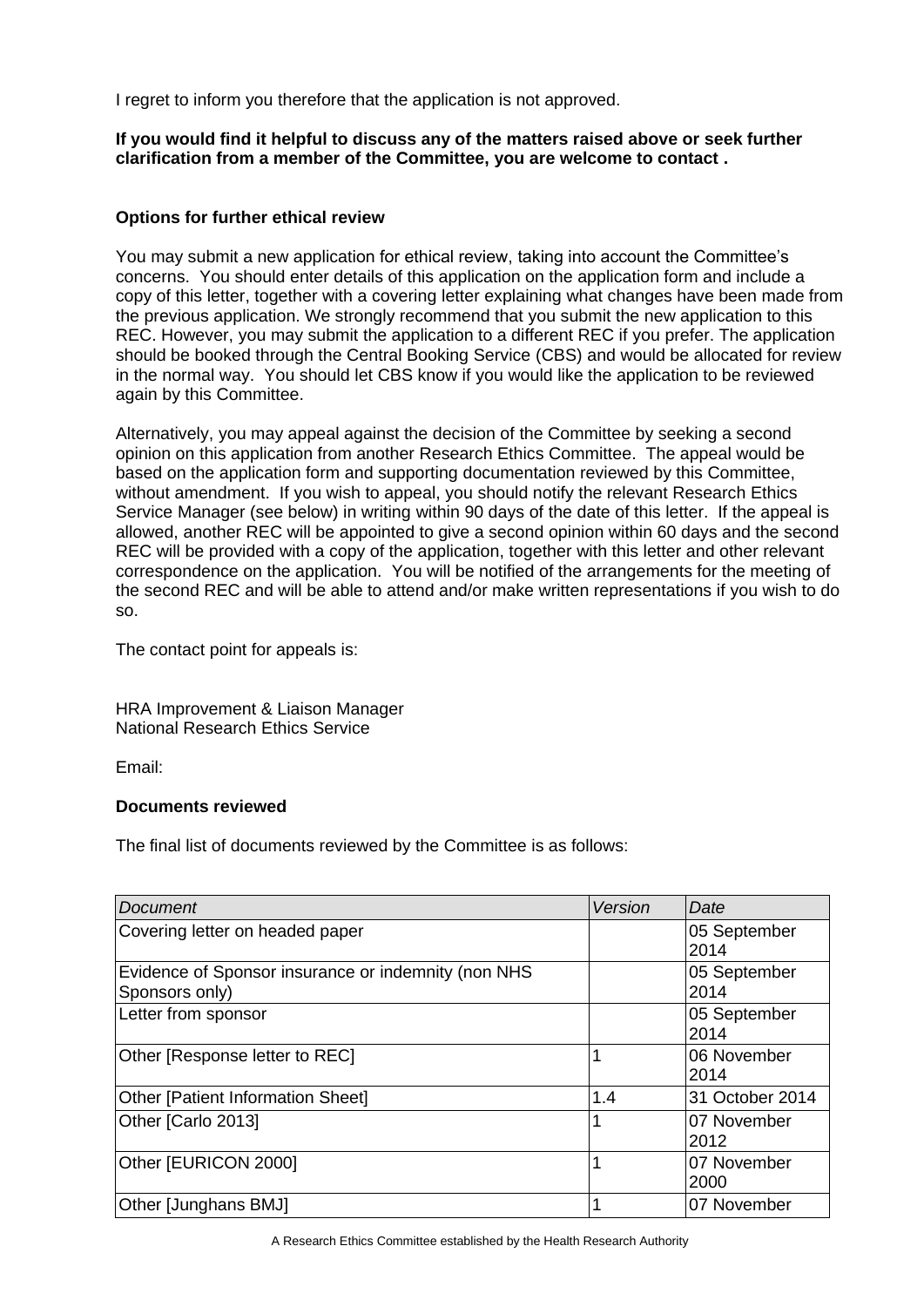I regret to inform you therefore that the application is not approved.

**If you would find it helpful to discuss any of the matters raised above or seek further clarification from a member of the Committee, you are welcome to contact .**

**Options for further ethical review**

You may submit a new application for ethical review, taking into account the Committee's concerns. You should enter details of this application on the application form and include a copy of this letter, together with a covering letter explaining what changes have been made from the previous application. We strongly recommend that you submit the new application to this REC. However, you may submit the application to a different REC if you prefer. The application should be booked through the Central Booking Service (CBS) and would be allocated for review in the normal way. You should let CBS know if you would like the application to be reviewed again by this Committee.

Alternatively, you may appeal against the decision of the Committee by seeking a second opinion on this application from another Research Ethics Committee. The appeal would be based on the application form and supporting documentation reviewed by this Committee, without amendment. If you wish to appeal, you should notify the relevant Research Ethics Service Manager (see below) in writing within 90 days of the date of this letter. If the appeal is allowed, another REC will be appointed to give a second opinion within 60 days and the second REC will be provided with a copy of the application, together with this letter and other relevant correspondence on the application. You will be notified of the arrangements for the meeting of the second REC and will be able to attend and/or make written representations if you wish to do so.

The contact point for appeals is:

HRA Improvement & Liaison Manager
National Research Ethics Service

Email:

**Documents reviewed**

The final list of documents reviewed by the Committee is as follows:

| *Document* | *Version* | *Date* |
|---|---|---|
| Covering letter on headed paper | | 05 September 2014 |
| Evidence of Sponsor insurance or indemnity (non NHS Sponsors only) | | 05 September 2014 |
| Letter from sponsor | | 05 September 2014 |
| Other [Response letter to REC] | 1 | 06 November 2014 |
| Other [Patient Information Sheet] | 1.4 | 31 October 2014 |
| Other [Carlo 2013] | 1 | 07 November 2012 |
| Other [EURICON 2000] | 1 | 07 November 2000 |
| Other [Junghans BMJ] | 1 | 07 November |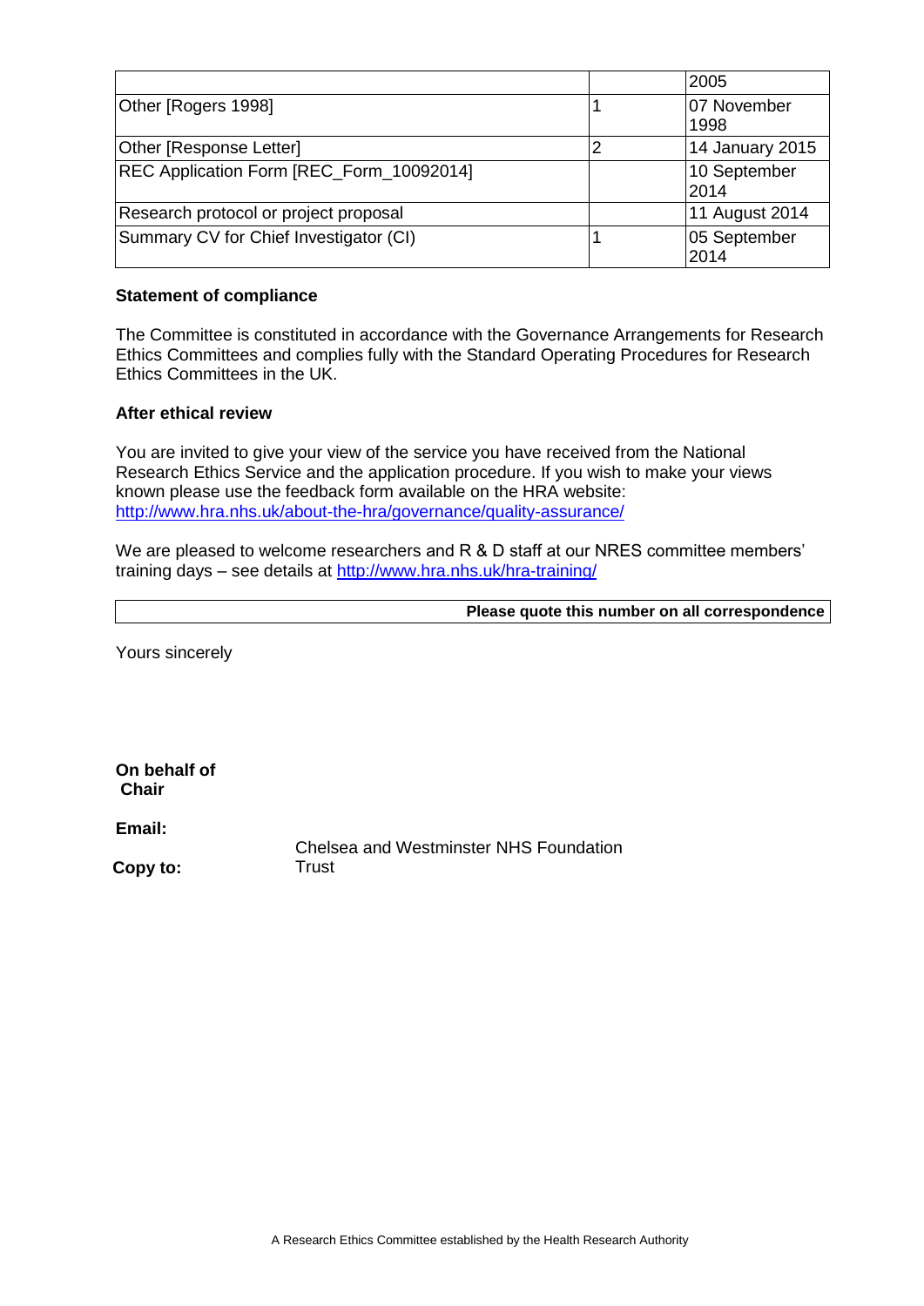| | | |
|---|---|---|
| | | 2005 |
| Other [Rogers 1998] | 1 | 07 November 1998 |
| Other [Response Letter] | 2 | 14 January 2015 |
| REC Application Form [REC_Form_10092014] | | 10 September 2014 |
| Research protocol or project proposal | | 11 August 2014 |
| Summary CV for Chief Investigator (CI) | 1 | 05 September 2014 |

**Statement of compliance**

The Committee is constituted in accordance with the Governance Arrangements for Research Ethics Committees and complies fully with the Standard Operating Procedures for Research Ethics Committees in the UK.

**After ethical review**

You are invited to give your view of the service you have received from the National Research Ethics Service and the application procedure. If you wish to make your views known please use the feedback form available on the HRA website: http://www.hra.nhs.uk/about-the-hra/governance/quality-assurance/

We are pleased to welcome researchers and R & D staff at our NRES committee members' training days – see details at http://www.hra.nhs.uk/hra-training/

| |
|---|
| **Please quote this number on all correspondence** |

Yours sincerely

**On behalf of**
**Chair**

**Email:**

**Copy to:** Chelsea and Westminster NHS Foundation Trust

A Research Ethics Committee established by the Health Research Authority